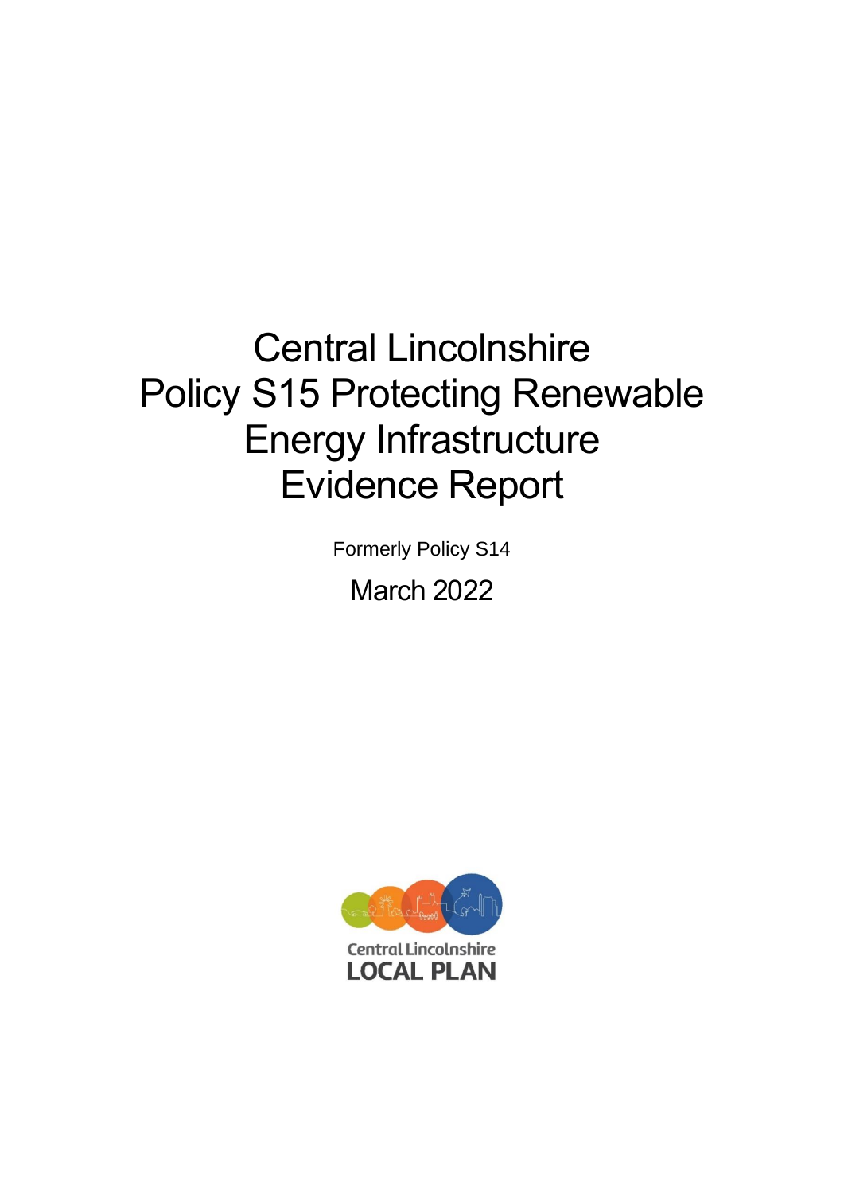# Central Lincolnshire Policy S15 Protecting Renewable Energy Infrastructure Evidence Report

Formerly Policy S14

March 2022

Central Lincolnshire
LOCAL PLAN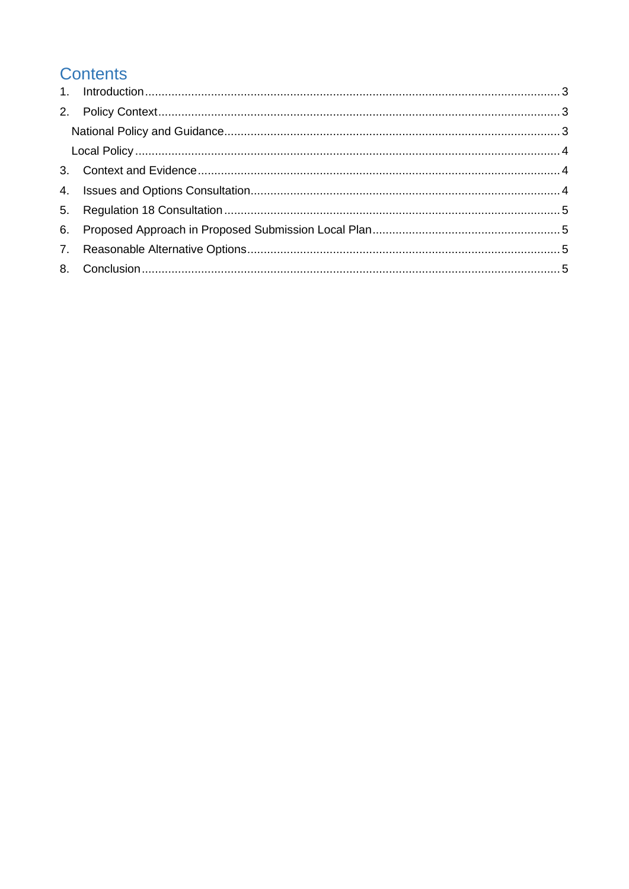# Contents

1. Introduction ........................................................................................................................... 3
2. Policy Context ........................................................................................................................ 3
   National Policy and Guidance ................................................................................................ 3
   Local Policy ............................................................................................................................ 4
3. Context and Evidence ............................................................................................................ 4
4. Issues and Options Consultation ............................................................................................ 4
5. Regulation 18 Consultation ..................................................................................................... 5
6. Proposed Approach in Proposed Submission Local Plan ........................................................ 5
7. Reasonable Alternative Options .............................................................................................. 5
8. Conclusion .............................................................................................................................. 5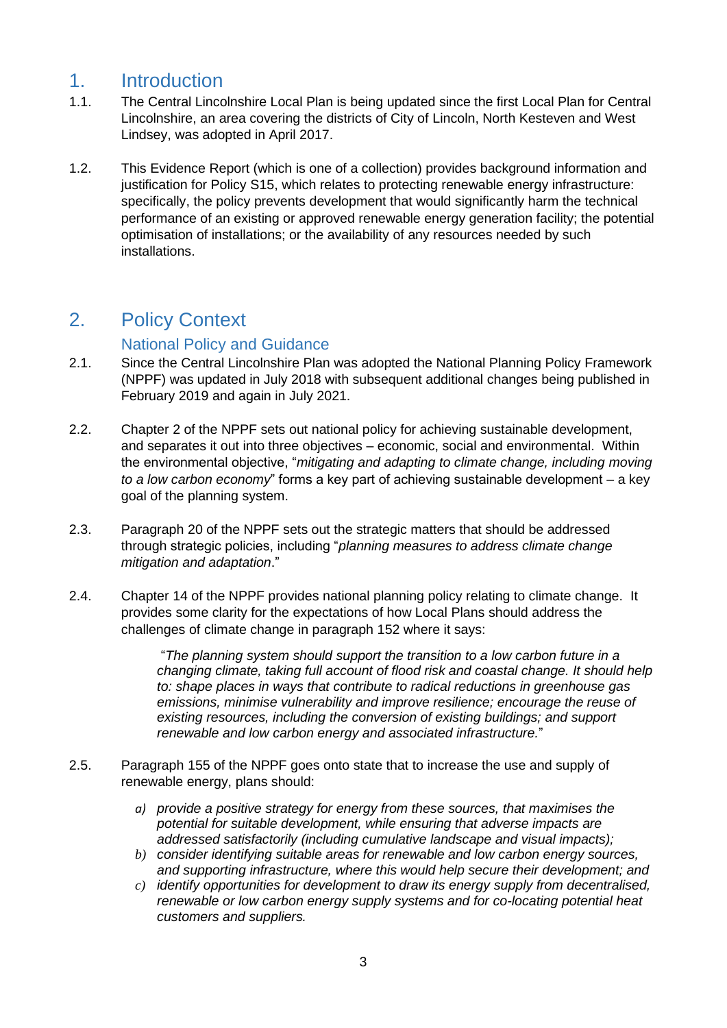# 1. Introduction

1.1. The Central Lincolnshire Local Plan is being updated since the first Local Plan for Central Lincolnshire, an area covering the districts of City of Lincoln, North Kesteven and West Lindsey, was adopted in April 2017.

1.2. This Evidence Report (which is one of a collection) provides background information and justification for Policy S15, which relates to protecting renewable energy infrastructure: specifically, the policy prevents development that would significantly harm the technical performance of an existing or approved renewable energy generation facility; the potential optimisation of installations; or the availability of any resources needed by such installations.

# 2. Policy Context

## National Policy and Guidance

2.1. Since the Central Lincolnshire Plan was adopted the National Planning Policy Framework (NPPF) was updated in July 2018 with subsequent additional changes being published in February 2019 and again in July 2021.

2.2. Chapter 2 of the NPPF sets out national policy for achieving sustainable development, and separates it out into three objectives – economic, social and environmental. Within the environmental objective, "*mitigating and adapting to climate change, including moving to a low carbon economy*" forms a key part of achieving sustainable development – a key goal of the planning system.

2.3. Paragraph 20 of the NPPF sets out the strategic matters that should be addressed through strategic policies, including "*planning measures to address climate change mitigation and adaptation*."

2.4. Chapter 14 of the NPPF provides national planning policy relating to climate change. It provides some clarity for the expectations of how Local Plans should address the challenges of climate change in paragraph 152 where it says:

> "*The planning system should support the transition to a low carbon future in a changing climate, taking full account of flood risk and coastal change. It should help to: shape places in ways that contribute to radical reductions in greenhouse gas emissions, minimise vulnerability and improve resilience; encourage the reuse of existing resources, including the conversion of existing buildings; and support renewable and low carbon energy and associated infrastructure.*"

2.5. Paragraph 155 of the NPPF goes onto state that to increase the use and supply of renewable energy, plans should:

*a) provide a positive strategy for energy from these sources, that maximises the potential for suitable development, while ensuring that adverse impacts are addressed satisfactorily (including cumulative landscape and visual impacts);*

*b) consider identifying suitable areas for renewable and low carbon energy sources, and supporting infrastructure, where this would help secure their development; and*

*c) identify opportunities for development to draw its energy supply from decentralised, renewable or low carbon energy supply systems and for co-locating potential heat customers and suppliers.*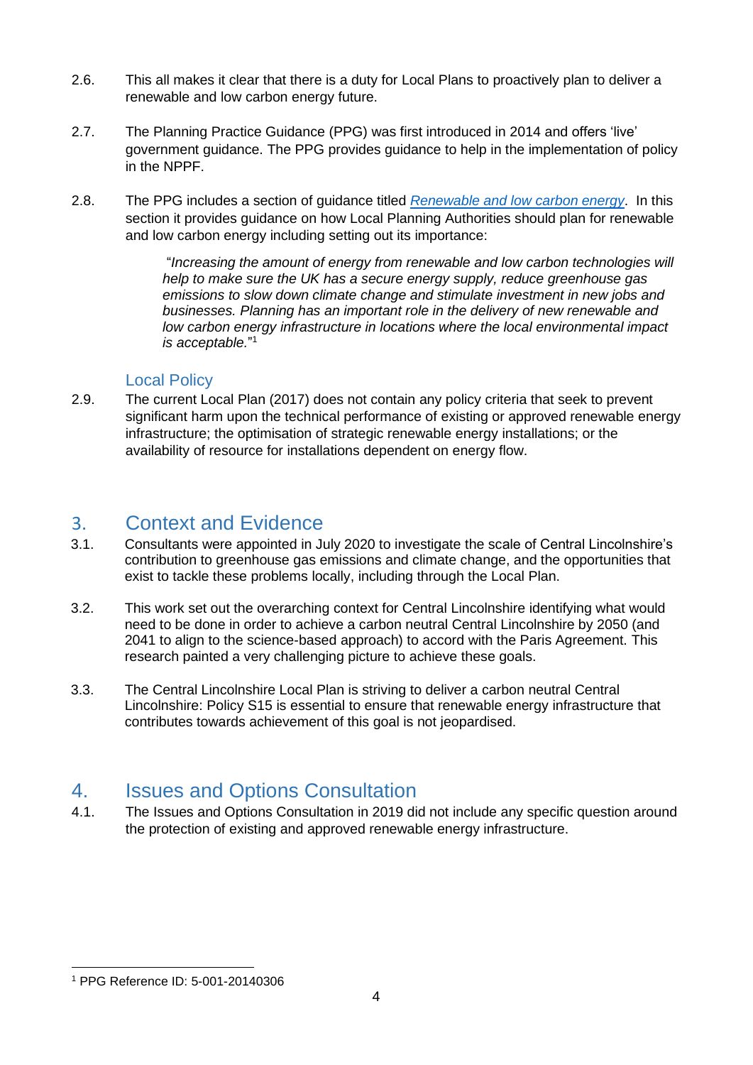2.6. This all makes it clear that there is a duty for Local Plans to proactively plan to deliver a renewable and low carbon energy future.

2.7. The Planning Practice Guidance (PPG) was first introduced in 2014 and offers 'live' government guidance. The PPG provides guidance to help in the implementation of policy in the NPPF.

2.8. The PPG includes a section of guidance titled [Renewable and low carbon energy](). In this section it provides guidance on how Local Planning Authorities should plan for renewable and low carbon energy including setting out its importance:

> "*Increasing the amount of energy from renewable and low carbon technologies will help to make sure the UK has a secure energy supply, reduce greenhouse gas emissions to slow down climate change and stimulate investment in new jobs and businesses. Planning has an important role in the delivery of new renewable and low carbon energy infrastructure in locations where the local environmental impact is acceptable.*"[1]

### Local Policy

2.9. The current Local Plan (2017) does not contain any policy criteria that seek to prevent significant harm upon the technical performance of existing or approved renewable energy infrastructure; the optimisation of strategic renewable energy installations; or the availability of resource for installations dependent on energy flow.

## 3. Context and Evidence

3.1. Consultants were appointed in July 2020 to investigate the scale of Central Lincolnshire's contribution to greenhouse gas emissions and climate change, and the opportunities that exist to tackle these problems locally, including through the Local Plan.

3.2. This work set out the overarching context for Central Lincolnshire identifying what would need to be done in order to achieve a carbon neutral Central Lincolnshire by 2050 (and 2041 to align to the science-based approach) to accord with the Paris Agreement. This research painted a very challenging picture to achieve these goals.

3.3. The Central Lincolnshire Local Plan is striving to deliver a carbon neutral Central Lincolnshire: Policy S15 is essential to ensure that renewable energy infrastructure that contributes towards achievement of this goal is not jeopardised.

## 4. Issues and Options Consultation

4.1. The Issues and Options Consultation in 2019 did not include any specific question around the protection of existing and approved renewable energy infrastructure.

---

[1] PPG Reference ID: 5-001-20140306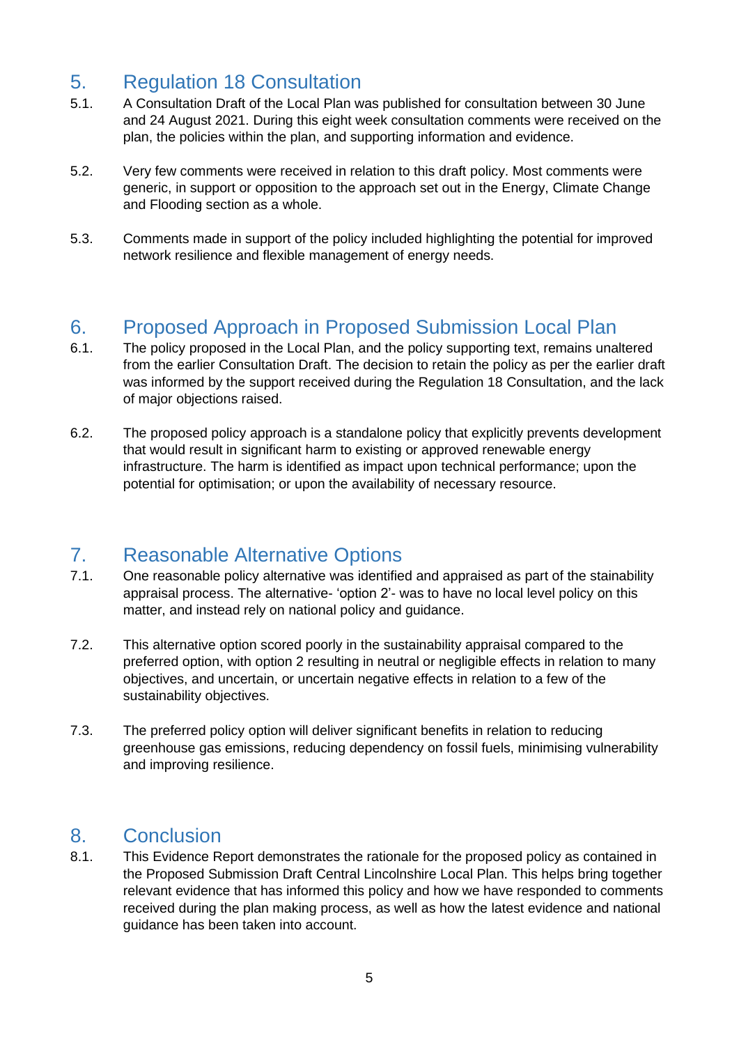## 5. Regulation 18 Consultation

5.1. A Consultation Draft of the Local Plan was published for consultation between 30 June and 24 August 2021. During this eight week consultation comments were received on the plan, the policies within the plan, and supporting information and evidence.

5.2. Very few comments were received in relation to this draft policy. Most comments were generic, in support or opposition to the approach set out in the Energy, Climate Change and Flooding section as a whole.

5.3. Comments made in support of the policy included highlighting the potential for improved network resilience and flexible management of energy needs.

## 6. Proposed Approach in Proposed Submission Local Plan

6.1. The policy proposed in the Local Plan, and the policy supporting text, remains unaltered from the earlier Consultation Draft. The decision to retain the policy as per the earlier draft was informed by the support received during the Regulation 18 Consultation, and the lack of major objections raised.

6.2. The proposed policy approach is a standalone policy that explicitly prevents development that would result in significant harm to existing or approved renewable energy infrastructure. The harm is identified as impact upon technical performance; upon the potential for optimisation; or upon the availability of necessary resource.

## 7. Reasonable Alternative Options

7.1. One reasonable policy alternative was identified and appraised as part of the stainability appraisal process. The alternative- 'option 2'- was to have no local level policy on this matter, and instead rely on national policy and guidance.

7.2. This alternative option scored poorly in the sustainability appraisal compared to the preferred option, with option 2 resulting in neutral or negligible effects in relation to many objectives, and uncertain, or uncertain negative effects in relation to a few of the sustainability objectives.

7.3. The preferred policy option will deliver significant benefits in relation to reducing greenhouse gas emissions, reducing dependency on fossil fuels, minimising vulnerability and improving resilience.

## 8. Conclusion

8.1. This Evidence Report demonstrates the rationale for the proposed policy as contained in the Proposed Submission Draft Central Lincolnshire Local Plan. This helps bring together relevant evidence that has informed this policy and how we have responded to comments received during the plan making process, as well as how the latest evidence and national guidance has been taken into account.